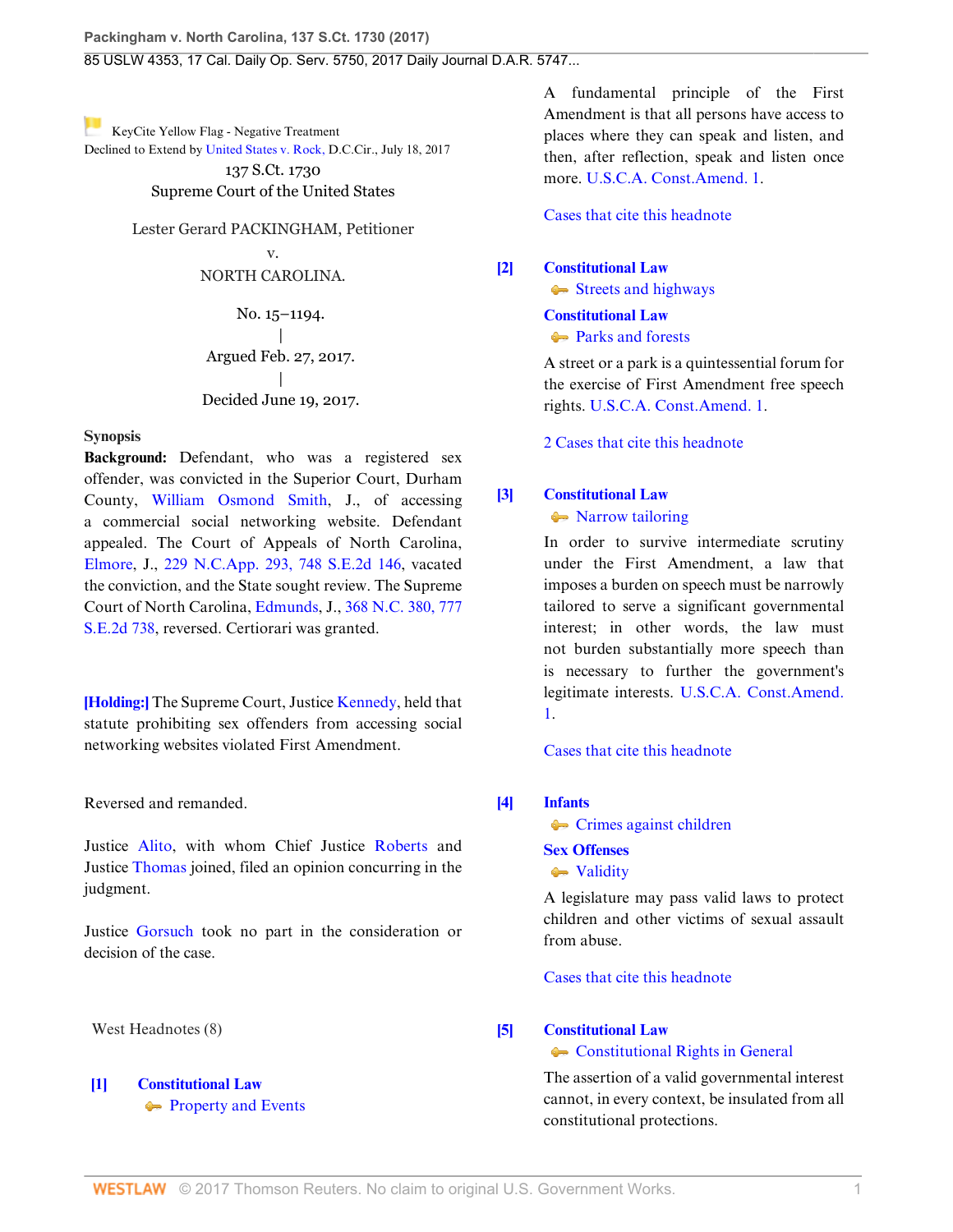KeyCite Yellow Flag - Negative Treatment
Declined to Extend by United States v. Rock, D.C.Cir., July 18, 2017

137 S.Ct. 1730
Supreme Court of the United States

Lester Gerard PACKINGHAM, Petitioner
v.
NORTH CAROLINA.

No. 15–1194.
|
Argued Feb. 27, 2017.
|
Decided June 19, 2017.

**Synopsis**

**Background:** Defendant, who was a registered sex offender, was convicted in the Superior Court, Durham County, William Osmond Smith, J., of accessing a commercial social networking website. Defendant appealed. The Court of Appeals of North Carolina, Elmore, J., 229 N.C.App. 293, 748 S.E.2d 146, vacated the conviction, and the State sought review. The Supreme Court of North Carolina, Edmunds, J., 368 N.C. 380, 777 S.E.2d 738, reversed. Certiorari was granted.

**[Holding:]** The Supreme Court, Justice Kennedy, held that statute prohibiting sex offenders from accessing social networking websites violated First Amendment.

Reversed and remanded.

Justice Alito, with whom Chief Justice Roberts and Justice Thomas joined, filed an opinion concurring in the judgment.

Justice Gorsuch took no part in the consideration or decision of the case.

West Headnotes (8)

**[1]** **Constitutional Law**
Property and Events

A fundamental principle of the First Amendment is that all persons have access to places where they can speak and listen, and then, after reflection, speak and listen once more. U.S.C.A. Const.Amend. 1.

Cases that cite this headnote

**[2]** **Constitutional Law**
Streets and highways
**Constitutional Law**
Parks and forests

A street or a park is a quintessential forum for the exercise of First Amendment free speech rights. U.S.C.A. Const.Amend. 1.

2 Cases that cite this headnote

**[3]** **Constitutional Law**
Narrow tailoring

In order to survive intermediate scrutiny under the First Amendment, a law that imposes a burden on speech must be narrowly tailored to serve a significant governmental interest; in other words, the law must not burden substantially more speech than is necessary to further the government's legitimate interests. U.S.C.A. Const.Amend. 1.

Cases that cite this headnote

**[4]** **Infants**
Crimes against children
**Sex Offenses**
Validity

A legislature may pass valid laws to protect children and other victims of sexual assault from abuse.

Cases that cite this headnote

**[5]** **Constitutional Law**
Constitutional Rights in General

The assertion of a valid governmental interest cannot, in every context, be insulated from all constitutional protections.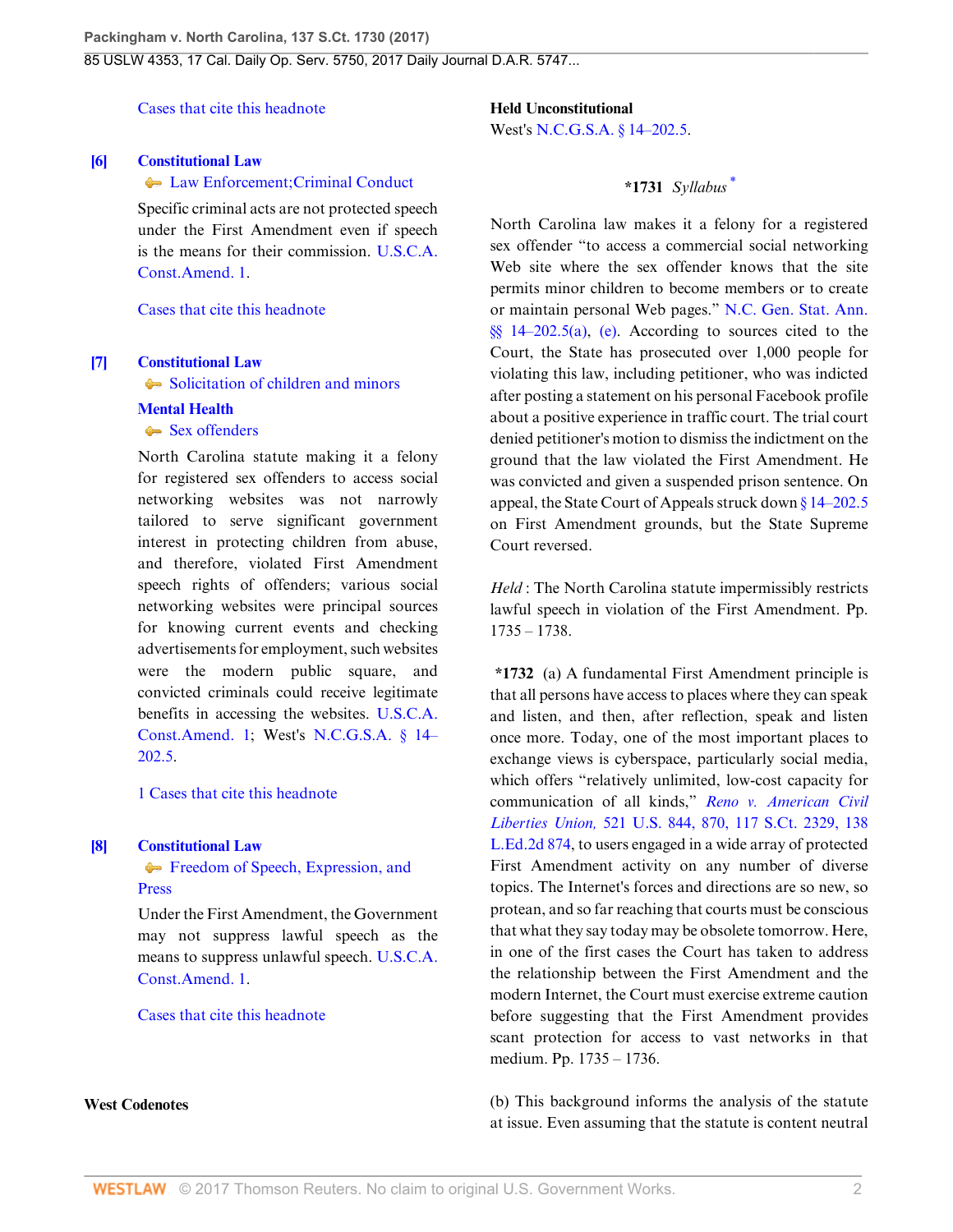Cases that cite this headnote

**[6]** **Constitutional Law**
Law Enforcement;Criminal Conduct

Specific criminal acts are not protected speech under the First Amendment even if speech is the means for their commission. U.S.C.A. Const.Amend. 1.

Cases that cite this headnote

**[7]** **Constitutional Law**
Solicitation of children and minors
**Mental Health**
Sex offenders

North Carolina statute making it a felony for registered sex offenders to access social networking websites was not narrowly tailored to serve significant government interest in protecting children from abuse, and therefore, violated First Amendment speech rights of offenders; various social networking websites were principal sources for knowing current events and checking advertisements for employment, such websites were the modern public square, and convicted criminals could receive legitimate benefits in accessing the websites. U.S.C.A. Const.Amend. 1; West's N.C.G.S.A. § 14–202.5.

1 Cases that cite this headnote

**[8]** **Constitutional Law**
Freedom of Speech, Expression, and Press

Under the First Amendment, the Government may not suppress lawful speech as the means to suppress unlawful speech. U.S.C.A. Const.Amend. 1.

Cases that cite this headnote

**West Codenotes**

**Held Unconstitutional**
West's N.C.G.S.A. § 14–202.5.

**\*1731** *Syllabus* [*]

North Carolina law makes it a felony for a registered sex offender "to access a commercial social networking Web site where the sex offender knows that the site permits minor children to become members or to create or maintain personal Web pages." N.C. Gen. Stat. Ann. §§ 14–202.5(a), (e). According to sources cited to the Court, the State has prosecuted over 1,000 people for violating this law, including petitioner, who was indicted after posting a statement on his personal Facebook profile about a positive experience in traffic court. The trial court denied petitioner's motion to dismiss the indictment on the ground that the law violated the First Amendment. He was convicted and given a suspended prison sentence. On appeal, the State Court of Appeals struck down § 14–202.5 on First Amendment grounds, but the State Supreme Court reversed.

*Held* : The North Carolina statute impermissibly restricts lawful speech in violation of the First Amendment. Pp. 1735 – 1738.

**\*1732** (a) A fundamental First Amendment principle is that all persons have access to places where they can speak and listen, and then, after reflection, speak and listen once more. Today, one of the most important places to exchange views is cyberspace, particularly social media, which offers "relatively unlimited, low-cost capacity for communication of all kinds," *Reno v. American Civil Liberties Union,* 521 U.S. 844, 870, 117 S.Ct. 2329, 138 L.Ed.2d 874, to users engaged in a wide array of protected First Amendment activity on any number of diverse topics. The Internet's forces and directions are so new, so protean, and so far reaching that courts must be conscious that what they say today may be obsolete tomorrow. Here, in one of the first cases the Court has taken to address the relationship between the First Amendment and the modern Internet, the Court must exercise extreme caution before suggesting that the First Amendment provides scant protection for access to vast networks in that medium. Pp. 1735 – 1736.

(b) This background informs the analysis of the statute at issue. Even assuming that the statute is content neutral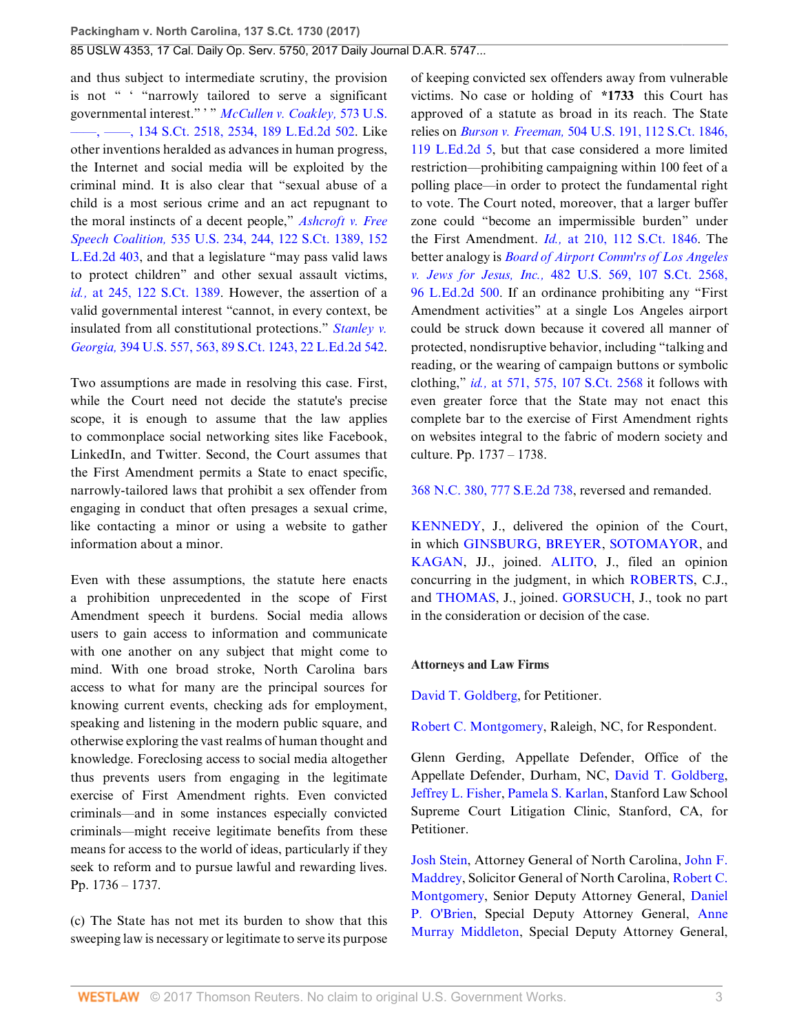and thus subject to intermediate scrutiny, the provision is not " ' "narrowly tailored to serve a significant governmental interest." ' " *McCullen v. Coakley,* 573 U.S. ——, ——, 134 S.Ct. 2518, 2534, 189 L.Ed.2d 502. Like other inventions heralded as advances in human progress, the Internet and social media will be exploited by the criminal mind. It is also clear that "sexual abuse of a child is a most serious crime and an act repugnant to the moral instincts of a decent people," *Ashcroft v. Free Speech Coalition,* 535 U.S. 234, 244, 122 S.Ct. 1389, 152 L.Ed.2d 403, and that a legislature "may pass valid laws to protect children" and other sexual assault victims, *id.,* at 245, 122 S.Ct. 1389. However, the assertion of a valid governmental interest "cannot, in every context, be insulated from all constitutional protections." *Stanley v. Georgia,* 394 U.S. 557, 563, 89 S.Ct. 1243, 22 L.Ed.2d 542.

Two assumptions are made in resolving this case. First, while the Court need not decide the statute's precise scope, it is enough to assume that the law applies to commonplace social networking sites like Facebook, LinkedIn, and Twitter. Second, the Court assumes that the First Amendment permits a State to enact specific, narrowly-tailored laws that prohibit a sex offender from engaging in conduct that often presages a sexual crime, like contacting a minor or using a website to gather information about a minor.

Even with these assumptions, the statute here enacts a prohibition unprecedented in the scope of First Amendment speech it burdens. Social media allows users to gain access to information and communicate with one another on any subject that might come to mind. With one broad stroke, North Carolina bars access to what for many are the principal sources for knowing current events, checking ads for employment, speaking and listening in the modern public square, and otherwise exploring the vast realms of human thought and knowledge. Foreclosing access to social media altogether thus prevents users from engaging in the legitimate exercise of First Amendment rights. Even convicted criminals—and in some instances especially convicted criminals—might receive legitimate benefits from these means for access to the world of ideas, particularly if they seek to reform and to pursue lawful and rewarding lives. Pp. 1736 – 1737.

(c) The State has not met its burden to show that this sweeping law is necessary or legitimate to serve its purpose of keeping convicted sex offenders away from vulnerable victims. No case or holding of **\*1733** this Court has approved of a statute as broad in its reach. The State relies on *Burson v. Freeman,* 504 U.S. 191, 112 S.Ct. 1846, 119 L.Ed.2d 5, but that case considered a more limited restriction—prohibiting campaigning within 100 feet of a polling place—in order to protect the fundamental right to vote. The Court noted, moreover, that a larger buffer zone could "become an impermissible burden" under the First Amendment. *Id.,* at 210, 112 S.Ct. 1846. The better analogy is *Board of Airport Comm'rs of Los Angeles v. Jews for Jesus, Inc.,* 482 U.S. 569, 107 S.Ct. 2568, 96 L.Ed.2d 500. If an ordinance prohibiting any "First Amendment activities" at a single Los Angeles airport could be struck down because it covered all manner of protected, nondisruptive behavior, including "talking and reading, or the wearing of campaign buttons or symbolic clothing," *id.,* at 571, 575, 107 S.Ct. 2568 it follows with even greater force that the State may not enact this complete bar to the exercise of First Amendment rights on websites integral to the fabric of modern society and culture. Pp. 1737 – 1738.

368 N.C. 380, 777 S.E.2d 738, reversed and remanded.

KENNEDY, J., delivered the opinion of the Court, in which GINSBURG, BREYER, SOTOMAYOR, and KAGAN, JJ., joined. ALITO, J., filed an opinion concurring in the judgment, in which ROBERTS, C.J., and THOMAS, J., joined. GORSUCH, J., took no part in the consideration or decision of the case.

### Attorneys and Law Firms

David T. Goldberg, for Petitioner.

Robert C. Montgomery, Raleigh, NC, for Respondent.

Glenn Gerding, Appellate Defender, Office of the Appellate Defender, Durham, NC, David T. Goldberg, Jeffrey L. Fisher, Pamela S. Karlan, Stanford Law School Supreme Court Litigation Clinic, Stanford, CA, for Petitioner.

Josh Stein, Attorney General of North Carolina, John F. Maddrey, Solicitor General of North Carolina, Robert C. Montgomery, Senior Deputy Attorney General, Daniel P. O'Brien, Special Deputy Attorney General, Anne Murray Middleton, Special Deputy Attorney General,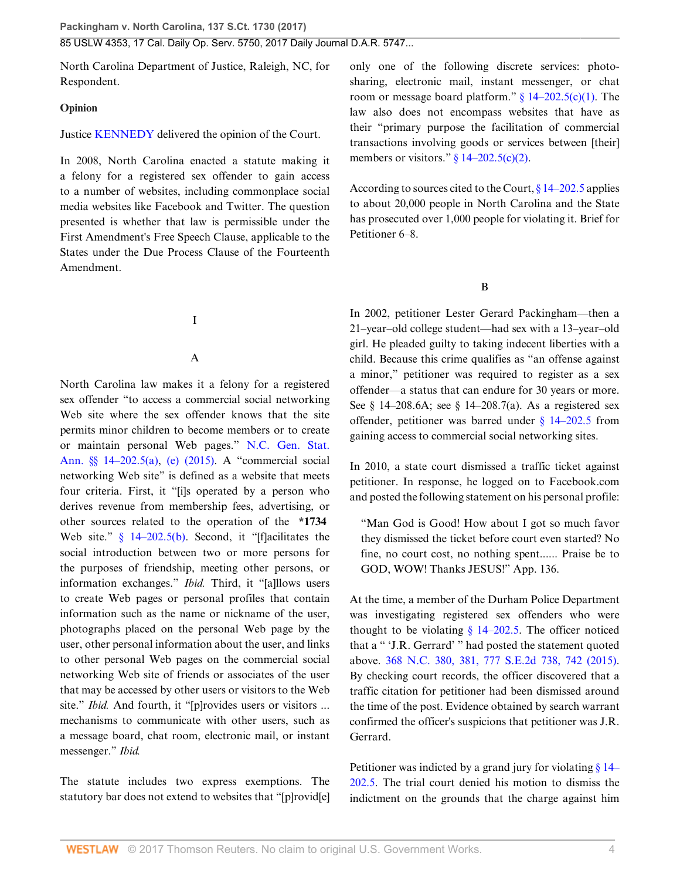North Carolina Department of Justice, Raleigh, NC, for Respondent.

**Opinion**

Justice KENNEDY delivered the opinion of the Court.

In 2008, North Carolina enacted a statute making it a felony for a registered sex offender to gain access to a number of websites, including commonplace social media websites like Facebook and Twitter. The question presented is whether that law is permissible under the First Amendment's Free Speech Clause, applicable to the States under the Due Process Clause of the Fourteenth Amendment.

## I

### A

North Carolina law makes it a felony for a registered sex offender "to access a commercial social networking Web site where the sex offender knows that the site permits minor children to become members or to create or maintain personal Web pages." N.C. Gen. Stat. Ann. §§ 14–202.5(a), (e) (2015). A "commercial social networking Web site" is defined as a website that meets four criteria. First, it "[i]s operated by a person who derives revenue from membership fees, advertising, or other sources related to the operation of the **\*1734** Web site." § 14–202.5(b). Second, it "[f]acilitates the social introduction between two or more persons for the purposes of friendship, meeting other persons, or information exchanges." *Ibid.* Third, it "[a]llows users to create Web pages or personal profiles that contain information such as the name or nickname of the user, photographs placed on the personal Web page by the user, other personal information about the user, and links to other personal Web pages on the commercial social networking Web site of friends or associates of the user that may be accessed by other users or visitors to the Web site." *Ibid.* And fourth, it "[p]rovides users or visitors ... mechanisms to communicate with other users, such as a message board, chat room, electronic mail, or instant messenger." *Ibid.*

The statute includes two express exemptions. The statutory bar does not extend to websites that "[p]rovid[e] only one of the following discrete services: photo-sharing, electronic mail, instant messenger, or chat room or message board platform." § 14–202.5(c)(1). The law also does not encompass websites that have as their "primary purpose the facilitation of commercial transactions involving goods or services between [their] members or visitors." § 14–202.5(c)(2).

According to sources cited to the Court, § 14–202.5 applies to about 20,000 people in North Carolina and the State has prosecuted over 1,000 people for violating it. Brief for Petitioner 6–8.

### B

In 2002, petitioner Lester Gerard Packingham—then a 21–year–old college student—had sex with a 13–year–old girl. He pleaded guilty to taking indecent liberties with a child. Because this crime qualifies as "an offense against a minor," petitioner was required to register as a sex offender—a status that can endure for 30 years or more. See § 14–208.6A; see § 14–208.7(a). As a registered sex offender, petitioner was barred under § 14–202.5 from gaining access to commercial social networking sites.

In 2010, a state court dismissed a traffic ticket against petitioner. In response, he logged on to Facebook.com and posted the following statement on his personal profile:

> "Man God is Good! How about I got so much favor they dismissed the ticket before court even started? No fine, no court cost, no nothing spent...... Praise be to GOD, WOW! Thanks JESUS!" App. 136.

At the time, a member of the Durham Police Department was investigating registered sex offenders who were thought to be violating § 14–202.5. The officer noticed that a " 'J.R. Gerrard' " had posted the statement quoted above. 368 N.C. 380, 381, 777 S.E.2d 738, 742 (2015). By checking court records, the officer discovered that a traffic citation for petitioner had been dismissed around the time of the post. Evidence obtained by search warrant confirmed the officer's suspicions that petitioner was J.R. Gerrard.

Petitioner was indicted by a grand jury for violating § 14–202.5. The trial court denied his motion to dismiss the indictment on the grounds that the charge against him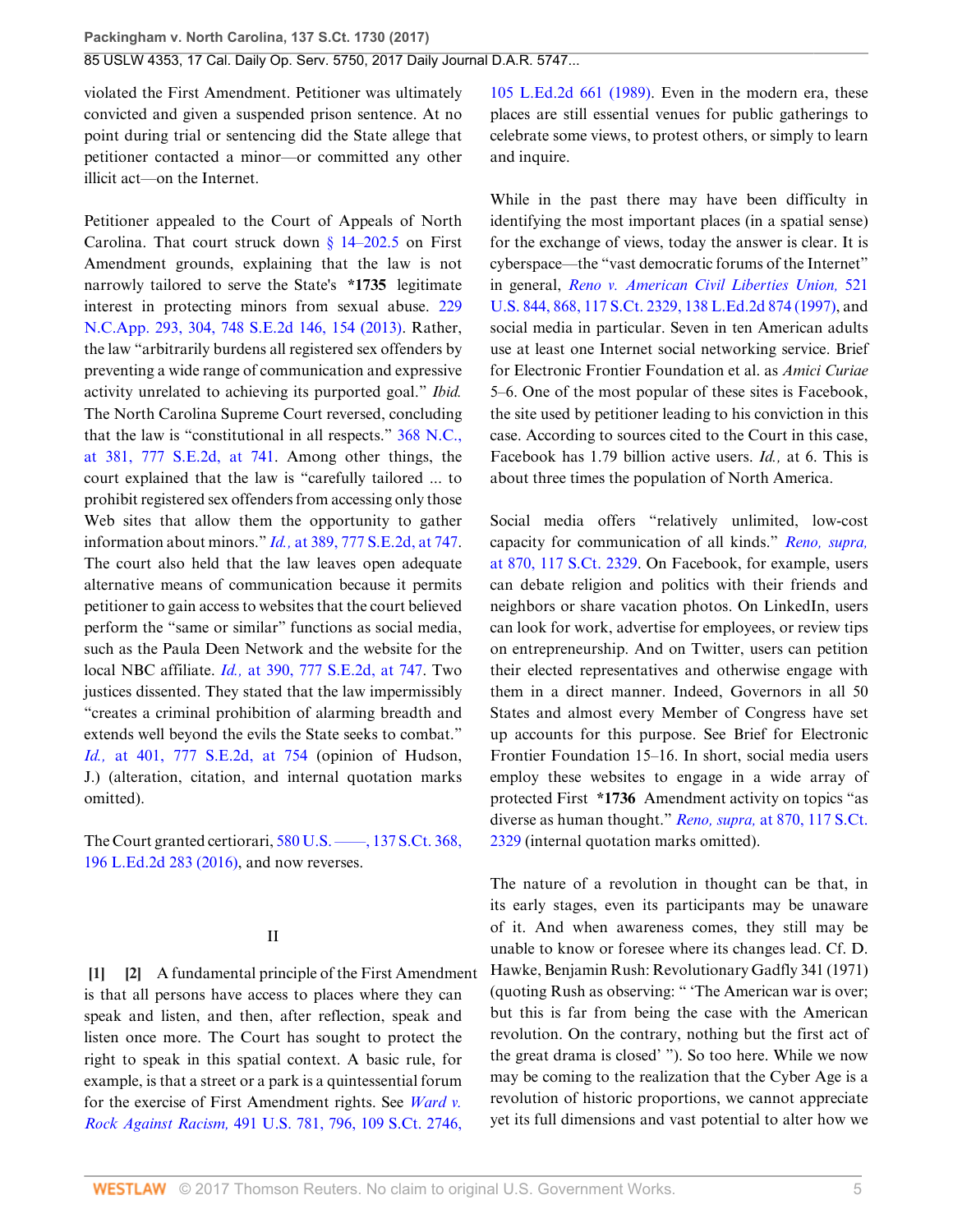violated the First Amendment. Petitioner was ultimately convicted and given a suspended prison sentence. At no point during trial or sentencing did the State allege that petitioner contacted a minor—or committed any other illicit act—on the Internet.

Petitioner appealed to the Court of Appeals of North Carolina. That court struck down § 14–202.5 on First Amendment grounds, explaining that the law is not narrowly tailored to serve the State's **\*1735** legitimate interest in protecting minors from sexual abuse. 229 N.C.App. 293, 304, 748 S.E.2d 146, 154 (2013). Rather, the law "arbitrarily burdens all registered sex offenders by preventing a wide range of communication and expressive activity unrelated to achieving its purported goal." *Ibid.* The North Carolina Supreme Court reversed, concluding that the law is "constitutional in all respects." 368 N.C., at 381, 777 S.E.2d, at 741. Among other things, the court explained that the law is "carefully tailored ... to prohibit registered sex offenders from accessing only those Web sites that allow them the opportunity to gather information about minors." *Id.,* at 389, 777 S.E.2d, at 747. The court also held that the law leaves open adequate alternative means of communication because it permits petitioner to gain access to websites that the court believed perform the "same or similar" functions as social media, such as the Paula Deen Network and the website for the local NBC affiliate. *Id.,* at 390, 777 S.E.2d, at 747. Two justices dissented. They stated that the law impermissibly "creates a criminal prohibition of alarming breadth and extends well beyond the evils the State seeks to combat." *Id.,* at 401, 777 S.E.2d, at 754 (opinion of Hudson, J.) (alteration, citation, and internal quotation marks omitted).

The Court granted certiorari, 580 U.S. ––––, 137 S.Ct. 368, 196 L.Ed.2d 283 (2016), and now reverses.

## II

**[1] [2]** A fundamental principle of the First Amendment is that all persons have access to places where they can speak and listen, and then, after reflection, speak and listen once more. The Court has sought to protect the right to speak in this spatial context. A basic rule, for example, is that a street or a park is a quintessential forum for the exercise of First Amendment rights. See *Ward v. Rock Against Racism,* 491 U.S. 781, 796, 109 S.Ct. 2746, 105 L.Ed.2d 661 (1989). Even in the modern era, these places are still essential venues for public gatherings to celebrate some views, to protest others, or simply to learn and inquire.

While in the past there may have been difficulty in identifying the most important places (in a spatial sense) for the exchange of views, today the answer is clear. It is cyberspace—the "vast democratic forums of the Internet" in general, *Reno v. American Civil Liberties Union,* 521 U.S. 844, 868, 117 S.Ct. 2329, 138 L.Ed.2d 874 (1997), and social media in particular. Seven in ten American adults use at least one Internet social networking service. Brief for Electronic Frontier Foundation et al. as *Amici Curiae* 5–6. One of the most popular of these sites is Facebook, the site used by petitioner leading to his conviction in this case. According to sources cited to the Court in this case, Facebook has 1.79 billion active users. *Id.,* at 6. This is about three times the population of North America.

Social media offers "relatively unlimited, low-cost capacity for communication of all kinds." *Reno, supra,* at 870, 117 S.Ct. 2329. On Facebook, for example, users can debate religion and politics with their friends and neighbors or share vacation photos. On LinkedIn, users can look for work, advertise for employees, or review tips on entrepreneurship. And on Twitter, users can petition their elected representatives and otherwise engage with them in a direct manner. Indeed, Governors in all 50 States and almost every Member of Congress have set up accounts for this purpose. See Brief for Electronic Frontier Foundation 15–16. In short, social media users employ these websites to engage in a wide array of protected First **\*1736** Amendment activity on topics "as diverse as human thought." *Reno, supra,* at 870, 117 S.Ct. 2329 (internal quotation marks omitted).

The nature of a revolution in thought can be that, in its early stages, even its participants may be unaware of it. And when awareness comes, they still may be unable to know or foresee where its changes lead. Cf. D. Hawke, Benjamin Rush: Revolutionary Gadfly 341 (1971) (quoting Rush as observing: " 'The American war is over; but this is far from being the case with the American revolution. On the contrary, nothing but the first act of the great drama is closed' "). So too here. While we now may be coming to the realization that the Cyber Age is a revolution of historic proportions, we cannot appreciate yet its full dimensions and vast potential to alter how we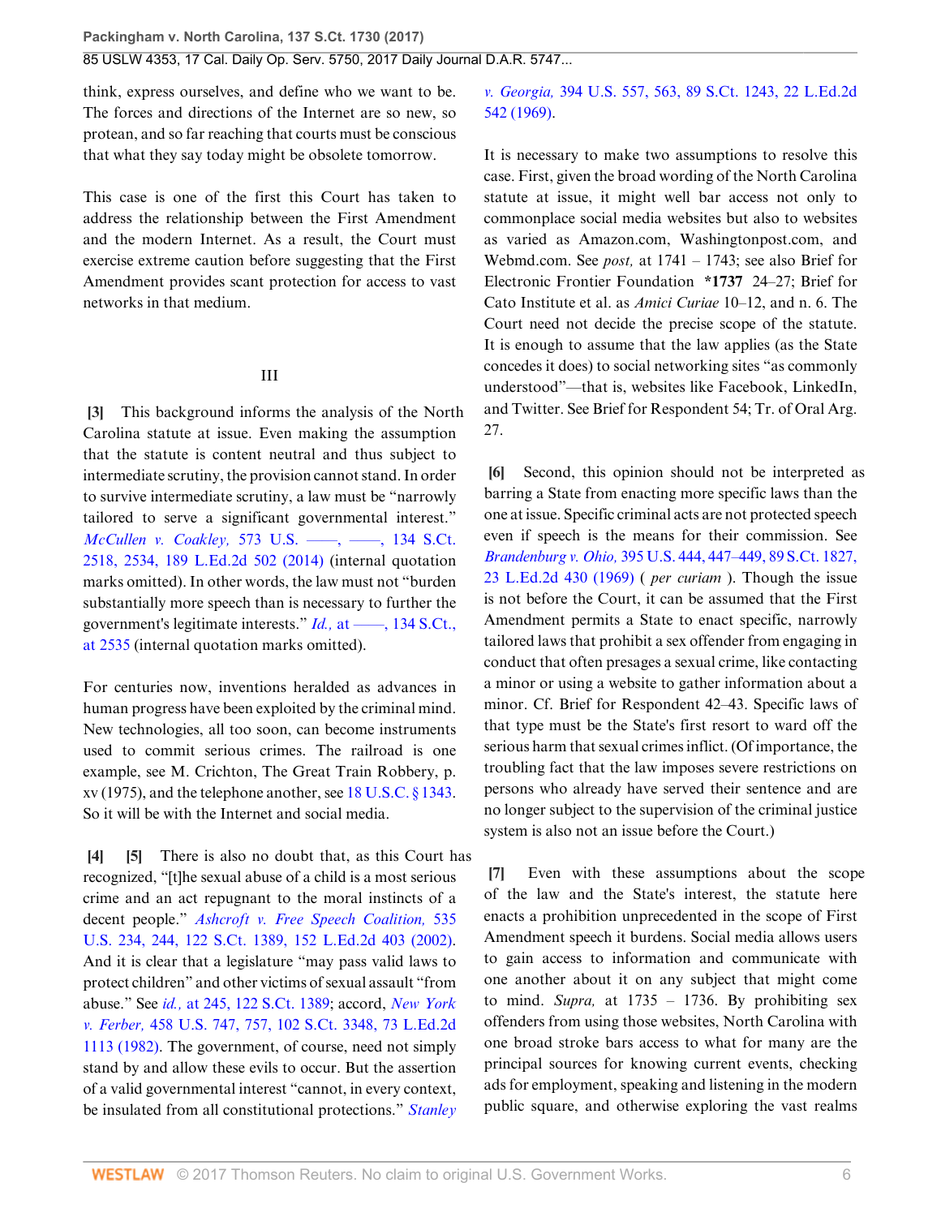think, express ourselves, and define who we want to be. The forces and directions of the Internet are so new, so protean, and so far reaching that courts must be conscious that what they say today might be obsolete tomorrow.

This case is one of the first this Court has taken to address the relationship between the First Amendment and the modern Internet. As a result, the Court must exercise extreme caution before suggesting that the First Amendment provides scant protection for access to vast networks in that medium.

### III

**[3]** This background informs the analysis of the North Carolina statute at issue. Even making the assumption that the statute is content neutral and thus subject to intermediate scrutiny, the provision cannot stand. In order to survive intermediate scrutiny, a law must be "narrowly tailored to serve a significant governmental interest." *McCullen v. Coakley,* 573 U.S. ––––, ––––, 134 S.Ct. 2518, 2534, 189 L.Ed.2d 502 (2014) (internal quotation marks omitted). In other words, the law must not "burden substantially more speech than is necessary to further the government's legitimate interests." *Id.,* at ––––, 134 S.Ct., at 2535 (internal quotation marks omitted).

For centuries now, inventions heralded as advances in human progress have been exploited by the criminal mind. New technologies, all too soon, can become instruments used to commit serious crimes. The railroad is one example, see M. Crichton, The Great Train Robbery, p. xv (1975), and the telephone another, see 18 U.S.C. § 1343. So it will be with the Internet and social media.

**[4]** **[5]** There is also no doubt that, as this Court has recognized, "[t]he sexual abuse of a child is a most serious crime and an act repugnant to the moral instincts of a decent people." *Ashcroft v. Free Speech Coalition,* 535 U.S. 234, 244, 122 S.Ct. 1389, 152 L.Ed.2d 403 (2002). And it is clear that a legislature "may pass valid laws to protect children" and other victims of sexual assault "from abuse." See *id.,* at 245, 122 S.Ct. 1389; accord, *New York v. Ferber,* 458 U.S. 747, 757, 102 S.Ct. 3348, 73 L.Ed.2d 1113 (1982). The government, of course, need not simply stand by and allow these evils to occur. But the assertion of a valid governmental interest "cannot, in every context, be insulated from all constitutional protections." *Stanley v. Georgia,* 394 U.S. 557, 563, 89 S.Ct. 1243, 22 L.Ed.2d 542 (1969).

It is necessary to make two assumptions to resolve this case. First, given the broad wording of the North Carolina statute at issue, it might well bar access not only to commonplace social media websites but also to websites as varied as Amazon.com, Washingtonpost.com, and Webmd.com. See *post,* at 1741 – 1743; see also Brief for Electronic Frontier Foundation **\*1737** 24–27; Brief for Cato Institute et al. as *Amici Curiae* 10–12, and n. 6. The Court need not decide the precise scope of the statute. It is enough to assume that the law applies (as the State concedes it does) to social networking sites "as commonly understood"—that is, websites like Facebook, LinkedIn, and Twitter. See Brief for Respondent 54; Tr. of Oral Arg. 27.

**[6]** Second, this opinion should not be interpreted as barring a State from enacting more specific laws than the one at issue. Specific criminal acts are not protected speech even if speech is the means for their commission. See *Brandenburg v. Ohio,* 395 U.S. 444, 447–449, 89 S.Ct. 1827, 23 L.Ed.2d 430 (1969) ( *per curiam* ). Though the issue is not before the Court, it can be assumed that the First Amendment permits a State to enact specific, narrowly tailored laws that prohibit a sex offender from engaging in conduct that often presages a sexual crime, like contacting a minor or using a website to gather information about a minor. Cf. Brief for Respondent 42–43. Specific laws of that type must be the State's first resort to ward off the serious harm that sexual crimes inflict. (Of importance, the troubling fact that the law imposes severe restrictions on persons who already have served their sentence and are no longer subject to the supervision of the criminal justice system is also not an issue before the Court.)

**[7]** Even with these assumptions about the scope of the law and the State's interest, the statute here enacts a prohibition unprecedented in the scope of First Amendment speech it burdens. Social media allows users to gain access to information and communicate with one another about it on any subject that might come to mind. *Supra,* at 1735 – 1736. By prohibiting sex offenders from using those websites, North Carolina with one broad stroke bars access to what for many are the principal sources for knowing current events, checking ads for employment, speaking and listening in the modern public square, and otherwise exploring the vast realms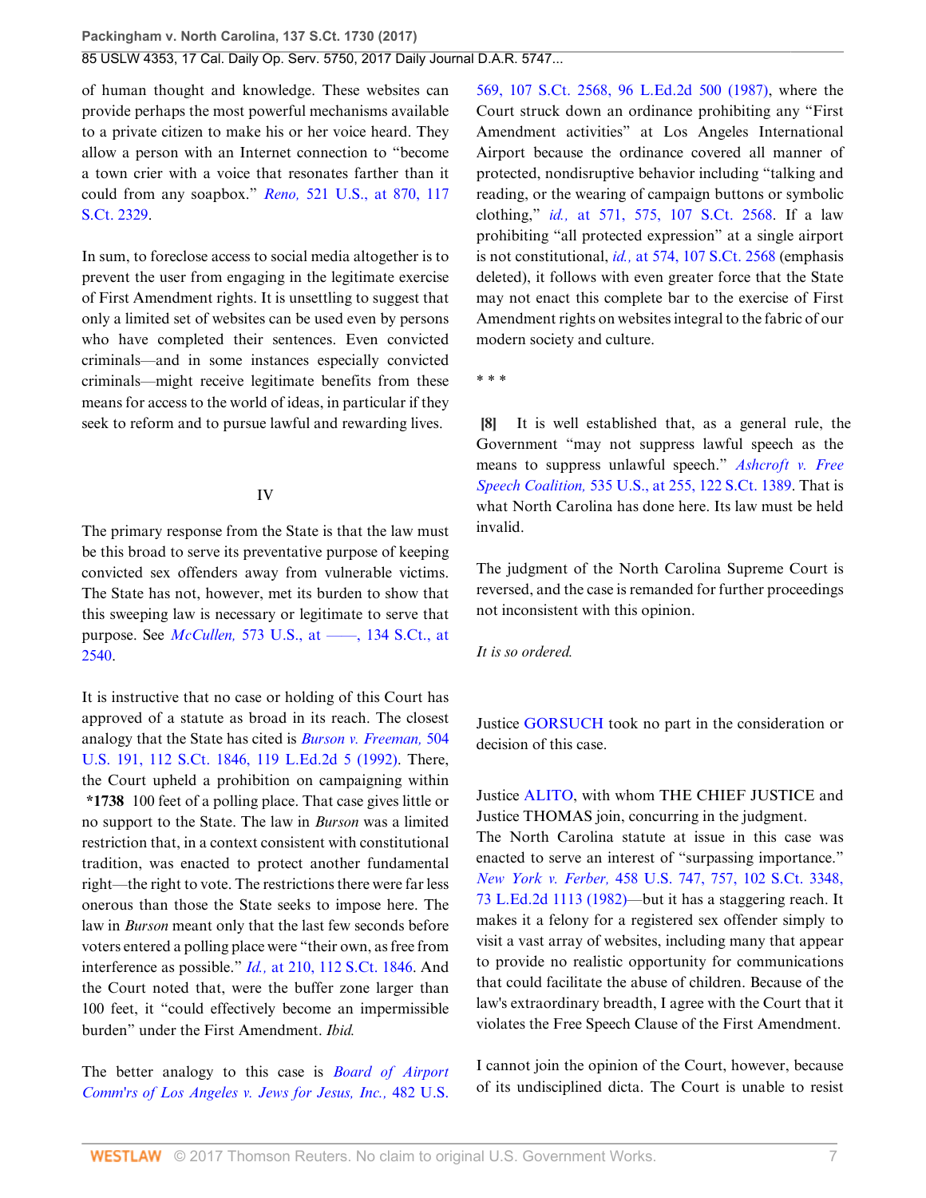of human thought and knowledge. These websites can provide perhaps the most powerful mechanisms available to a private citizen to make his or her voice heard. They allow a person with an Internet connection to "become a town crier with a voice that resonates farther than it could from any soapbox." *Reno,* 521 U.S., at 870, 117 S.Ct. 2329.

In sum, to foreclose access to social media altogether is to prevent the user from engaging in the legitimate exercise of First Amendment rights. It is unsettling to suggest that only a limited set of websites can be used even by persons who have completed their sentences. Even convicted criminals—and in some instances especially convicted criminals—might receive legitimate benefits from these means for access to the world of ideas, in particular if they seek to reform and to pursue lawful and rewarding lives.

## IV

The primary response from the State is that the law must be this broad to serve its preventative purpose of keeping convicted sex offenders away from vulnerable victims. The State has not, however, met its burden to show that this sweeping law is necessary or legitimate to serve that purpose. See *McCullen,* 573 U.S., at ——, 134 S.Ct., at 2540.

It is instructive that no case or holding of this Court has approved of a statute as broad in its reach. The closest analogy that the State has cited is *Burson v. Freeman,* 504 U.S. 191, 112 S.Ct. 1846, 119 L.Ed.2d 5 (1992). There, the Court upheld a prohibition on campaigning within **\*1738** 100 feet of a polling place. That case gives little or no support to the State. The law in *Burson* was a limited restriction that, in a context consistent with constitutional tradition, was enacted to protect another fundamental right—the right to vote. The restrictions there were far less onerous than those the State seeks to impose here. The law in *Burson* meant only that the last few seconds before voters entered a polling place were "their own, as free from interference as possible." *Id.,* at 210, 112 S.Ct. 1846. And the Court noted that, were the buffer zone larger than 100 feet, it "could effectively become an impermissible burden" under the First Amendment. *Ibid.*

The better analogy to this case is *Board of Airport Comm'rs of Los Angeles v. Jews for Jesus, Inc.,* 482 U.S. 569, 107 S.Ct. 2568, 96 L.Ed.2d 500 (1987), where the Court struck down an ordinance prohibiting any "First Amendment activities" at Los Angeles International Airport because the ordinance covered all manner of protected, nondisruptive behavior including "talking and reading, or the wearing of campaign buttons or symbolic clothing," *id.,* at 571, 575, 107 S.Ct. 2568. If a law prohibiting "all protected expression" at a single airport is not constitutional, *id.,* at 574, 107 S.Ct. 2568 (emphasis deleted), it follows with even greater force that the State may not enact this complete bar to the exercise of First Amendment rights on websites integral to the fabric of our modern society and culture.

\* \* \*

**[8]** It is well established that, as a general rule, the Government "may not suppress lawful speech as the means to suppress unlawful speech." *Ashcroft v. Free Speech Coalition,* 535 U.S., at 255, 122 S.Ct. 1389. That is what North Carolina has done here. Its law must be held invalid.

The judgment of the North Carolina Supreme Court is reversed, and the case is remanded for further proceedings not inconsistent with this opinion.

*It is so ordered.*

Justice GORSUCH took no part in the consideration or decision of this case.

Justice ALITO, with whom THE CHIEF JUSTICE and Justice THOMAS join, concurring in the judgment.
The North Carolina statute at issue in this case was enacted to serve an interest of "surpassing importance." *New York v. Ferber,* 458 U.S. 747, 757, 102 S.Ct. 3348, 73 L.Ed.2d 1113 (1982)—but it has a staggering reach. It makes it a felony for a registered sex offender simply to visit a vast array of websites, including many that appear to provide no realistic opportunity for communications that could facilitate the abuse of children. Because of the law's extraordinary breadth, I agree with the Court that it violates the Free Speech Clause of the First Amendment.

I cannot join the opinion of the Court, however, because of its undisciplined dicta. The Court is unable to resist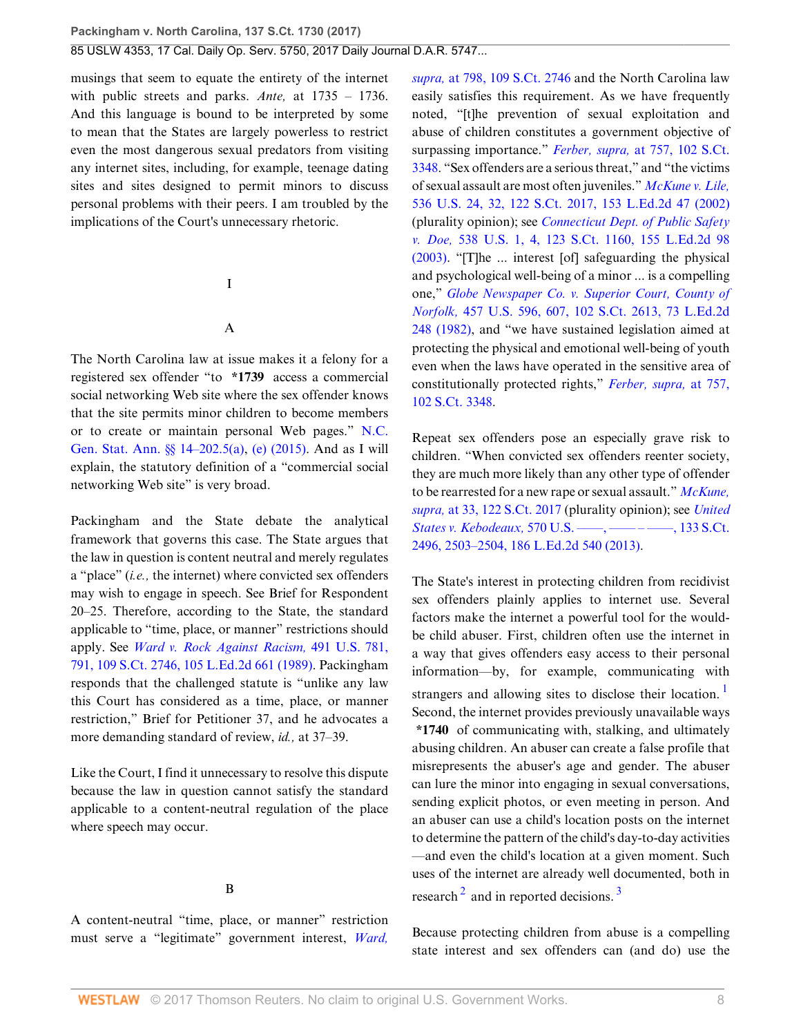musings that seem to equate the entirety of the internet with public streets and parks. *Ante,* at 1735 – 1736. And this language is bound to be interpreted by some to mean that the States are largely powerless to restrict even the most dangerous sexual predators from visiting any internet sites, including, for example, teenage dating sites and sites designed to permit minors to discuss personal problems with their peers. I am troubled by the implications of the Court's unnecessary rhetoric.

# I

## A

The North Carolina law at issue makes it a felony for a registered sex offender "to **\*1739** access a commercial social networking Web site where the sex offender knows that the site permits minor children to become members or to create or maintain personal Web pages." N.C. Gen. Stat. Ann. §§ 14–202.5(a), (e) (2015). And as I will explain, the statutory definition of a "commercial social networking Web site" is very broad.

Packingham and the State debate the analytical framework that governs this case. The State argues that the law in question is content neutral and merely regulates a "place" (*i.e.,* the internet) where convicted sex offenders may wish to engage in speech. See Brief for Respondent 20–25. Therefore, according to the State, the standard applicable to "time, place, or manner" restrictions should apply. See *Ward v. Rock Against Racism,* 491 U.S. 781, 791, 109 S.Ct. 2746, 105 L.Ed.2d 661 (1989). Packingham responds that the challenged statute is "unlike any law this Court has considered as a time, place, or manner restriction," Brief for Petitioner 37, and he advocates a more demanding standard of review, *id.,* at 37–39.

Like the Court, I find it unnecessary to resolve this dispute because the law in question cannot satisfy the standard applicable to a content-neutral regulation of the place where speech may occur.

## B

A content-neutral "time, place, or manner" restriction must serve a "legitimate" government interest, *Ward, supra,* at 798, 109 S.Ct. 2746 and the North Carolina law easily satisfies this requirement. As we have frequently noted, "[t]he prevention of sexual exploitation and abuse of children constitutes a government objective of surpassing importance." *Ferber, supra,* at 757, 102 S.Ct. 3348. "Sex offenders are a serious threat," and "the victims of sexual assault are most often juveniles." *McKune v. Lile,* 536 U.S. 24, 32, 122 S.Ct. 2017, 153 L.Ed.2d 47 (2002) (plurality opinion); see *Connecticut Dept. of Public Safety v. Doe,* 538 U.S. 1, 4, 123 S.Ct. 1160, 155 L.Ed.2d 98 (2003). "[T]he ... interest [of] safeguarding the physical and psychological well-being of a minor ... is a compelling one," *Globe Newspaper Co. v. Superior Court, County of Norfolk,* 457 U.S. 596, 607, 102 S.Ct. 2613, 73 L.Ed.2d 248 (1982), and "we have sustained legislation aimed at protecting the physical and emotional well-being of youth even when the laws have operated in the sensitive area of constitutionally protected rights," *Ferber, supra,* at 757, 102 S.Ct. 3348.

Repeat sex offenders pose an especially grave risk to children. "When convicted sex offenders reenter society, they are much more likely than any other type of offender to be rearrested for a new rape or sexual assault." *McKune, supra,* at 33, 122 S.Ct. 2017 (plurality opinion); see *United States v. Kebodeaux,* 570 U.S. ––––, –––– – ––––, 133 S.Ct. 2496, 2503–2504, 186 L.Ed.2d 540 (2013).

The State's interest in protecting children from recidivist sex offenders plainly applies to internet use. Several factors make the internet a powerful tool for the would-be child abuser. First, children often use the internet in a way that gives offenders easy access to their personal information—by, for example, communicating with strangers and allowing sites to disclose their location.[1] Second, the internet provides previously unavailable ways **\*1740** of communicating with, stalking, and ultimately abusing children. An abuser can create a false profile that misrepresents the abuser's age and gender. The abuser can lure the minor into engaging in sexual conversations, sending explicit photos, or even meeting in person. And an abuser can use a child's location posts on the internet to determine the pattern of the child's day-to-day activities—and even the child's location at a given moment. Such uses of the internet are already well documented, both in research[2] and in reported decisions.[3]

Because protecting children from abuse is a compelling state interest and sex offenders can (and do) use the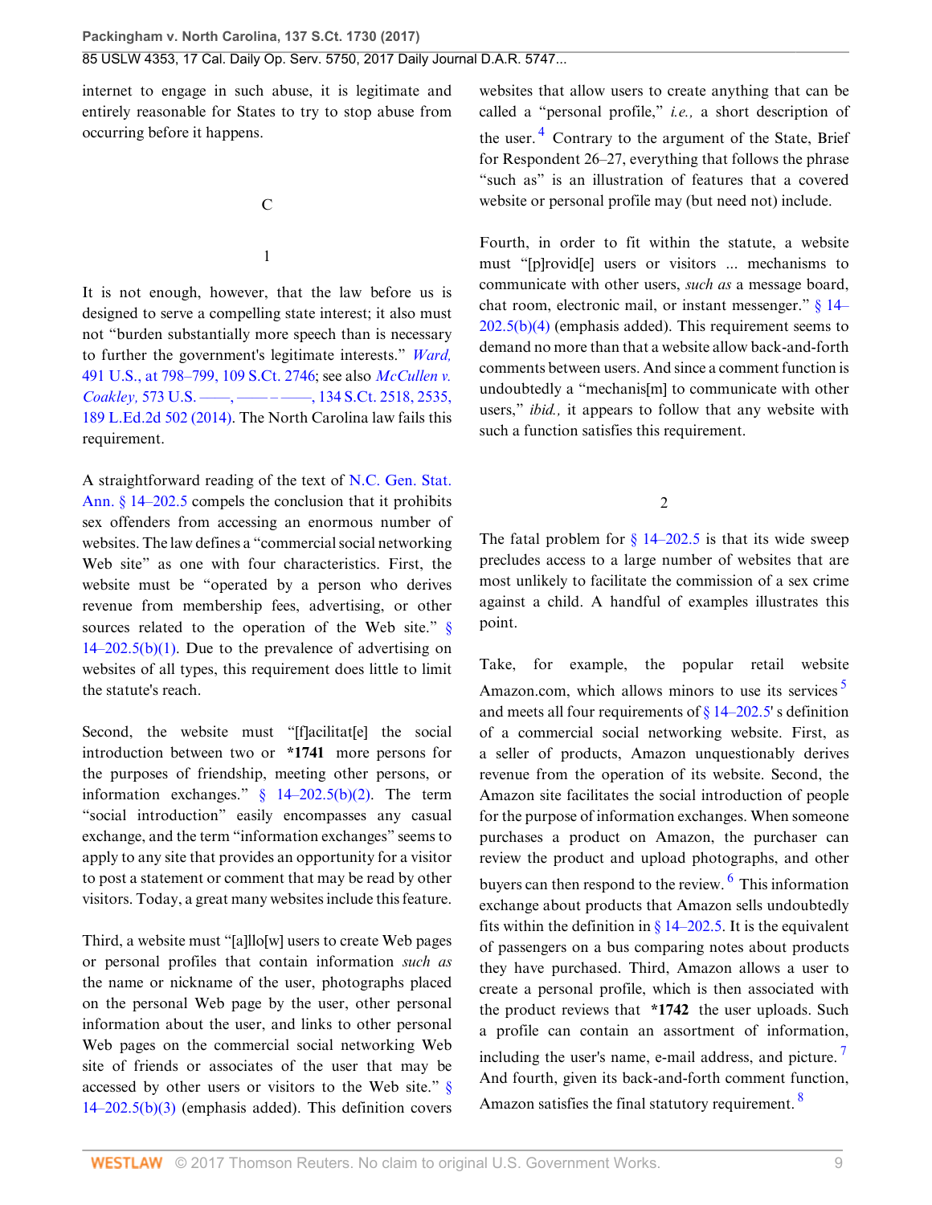internet to engage in such abuse, it is legitimate and entirely reasonable for States to try to stop abuse from occurring before it happens.

### C

#### 1

It is not enough, however, that the law before us is designed to serve a compelling state interest; it also must not "burden substantially more speech than is necessary to further the government's legitimate interests." *Ward,* 491 U.S., at 798–799, 109 S.Ct. 2746; see also *McCullen v. Coakley,* 573 U.S. ––––, –––– – ––––, 134 S.Ct. 2518, 2535, 189 L.Ed.2d 502 (2014). The North Carolina law fails this requirement.

A straightforward reading of the text of N.C. Gen. Stat. Ann. § 14–202.5 compels the conclusion that it prohibits sex offenders from accessing an enormous number of websites. The law defines a "commercial social networking Web site" as one with four characteristics. First, the website must be "operated by a person who derives revenue from membership fees, advertising, or other sources related to the operation of the Web site." § 14–202.5(b)(1). Due to the prevalence of advertising on websites of all types, this requirement does little to limit the statute's reach.

Second, the website must "[f]acilitat[e] the social introduction between two or **\*1741** more persons for the purposes of friendship, meeting other persons, or information exchanges." § 14–202.5(b)(2). The term "social introduction" easily encompasses any casual exchange, and the term "information exchanges" seems to apply to any site that provides an opportunity for a visitor to post a statement or comment that may be read by other visitors. Today, a great many websites include this feature.

Third, a website must "[a]llo[w] users to create Web pages or personal profiles that contain information *such as* the name or nickname of the user, photographs placed on the personal Web page by the user, other personal information about the user, and links to other personal Web pages on the commercial social networking Web site of friends or associates of the user that may be accessed by other users or visitors to the Web site." § 14–202.5(b)(3) (emphasis added). This definition covers websites that allow users to create anything that can be called a "personal profile," *i.e.,* a short description of the user.[4] Contrary to the argument of the State, Brief for Respondent 26–27, everything that follows the phrase "such as" is an illustration of features that a covered website or personal profile may (but need not) include.

Fourth, in order to fit within the statute, a website must "[p]rovid[e] users or visitors ... mechanisms to communicate with other users, *such as* a message board, chat room, electronic mail, or instant messenger." § 14–202.5(b)(4) (emphasis added). This requirement seems to demand no more than that a website allow back-and-forth comments between users. And since a comment function is undoubtedly a "mechanis[m] to communicate with other users," *ibid.,* it appears to follow that any website with such a function satisfies this requirement.

#### 2

The fatal problem for § 14–202.5 is that its wide sweep precludes access to a large number of websites that are most unlikely to facilitate the commission of a sex crime against a child. A handful of examples illustrates this point.

Take, for example, the popular retail website Amazon.com, which allows minors to use its services[5] and meets all four requirements of § 14–202.5's definition of a commercial social networking website. First, as a seller of products, Amazon unquestionably derives revenue from the operation of its website. Second, the Amazon site facilitates the social introduction of people for the purpose of information exchanges. When someone purchases a product on Amazon, the purchaser can review the product and upload photographs, and other buyers can then respond to the review.[6] This information exchange about products that Amazon sells undoubtedly fits within the definition in § 14–202.5. It is the equivalent of passengers on a bus comparing notes about products they have purchased. Third, Amazon allows a user to create a personal profile, which is then associated with the product reviews that **\*1742** the user uploads. Such a profile can contain an assortment of information, including the user's name, e-mail address, and picture.[7] And fourth, given its back-and-forth comment function, Amazon satisfies the final statutory requirement.[8]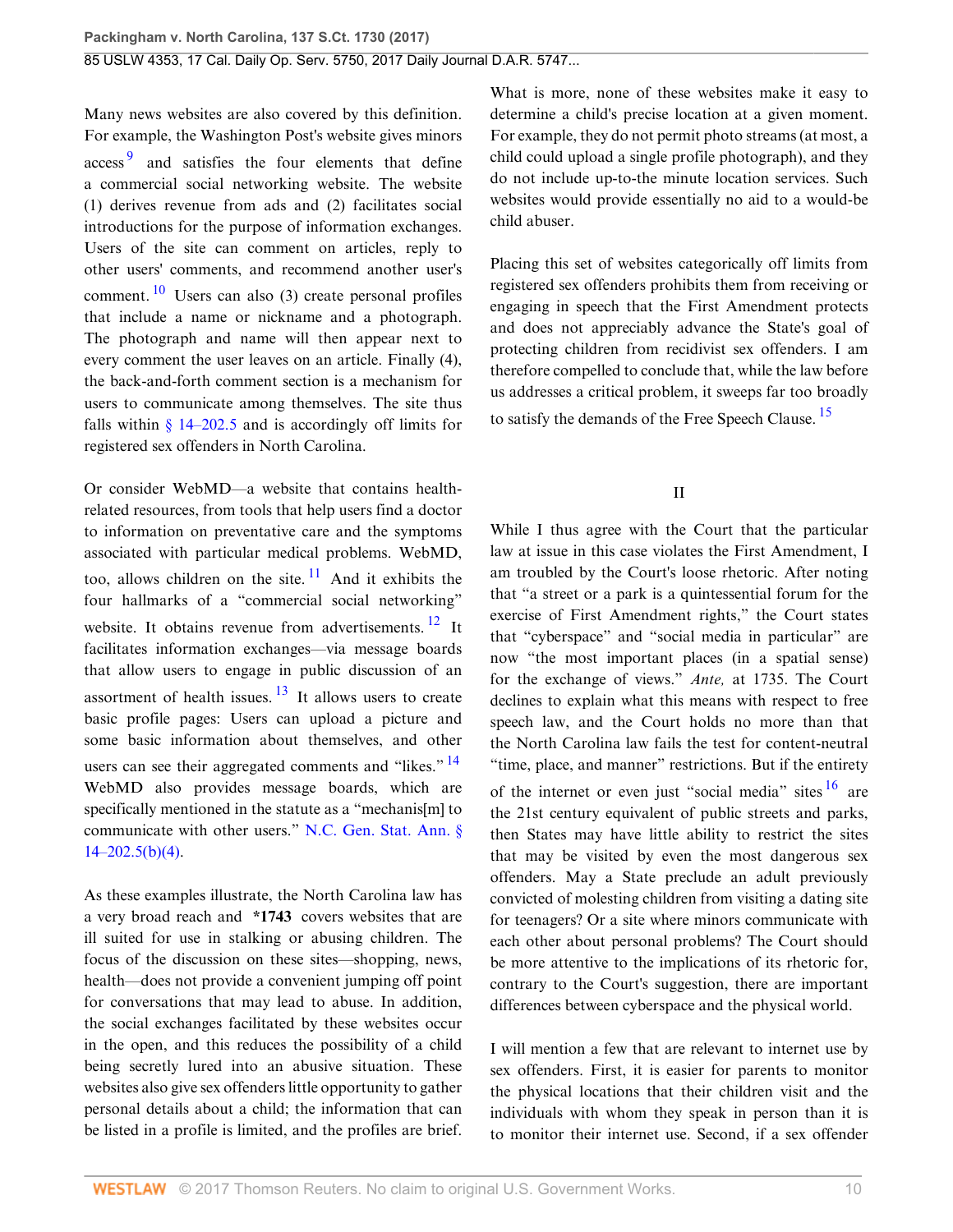Many news websites are also covered by this definition. For example, the Washington Post's website gives minors access [9] and satisfies the four elements that define a commercial social networking website. The website (1) derives revenue from ads and (2) facilitates social introductions for the purpose of information exchanges. Users of the site can comment on articles, reply to other users' comments, and recommend another user's comment. [10] Users can also (3) create personal profiles that include a name or nickname and a photograph. The photograph and name will then appear next to every comment the user leaves on an article. Finally (4), the back-and-forth comment section is a mechanism for users to communicate among themselves. The site thus falls within § 14–202.5 and is accordingly off limits for registered sex offenders in North Carolina.

Or consider WebMD—a website that contains health-related resources, from tools that help users find a doctor to information on preventative care and the symptoms associated with particular medical problems. WebMD, too, allows children on the site. [11] And it exhibits the four hallmarks of a "commercial social networking" website. It obtains revenue from advertisements. [12] It facilitates information exchanges—via message boards that allow users to engage in public discussion of an assortment of health issues. [13] It allows users to create basic profile pages: Users can upload a picture and some basic information about themselves, and other users can see their aggregated comments and "likes." [14] WebMD also provides message boards, which are specifically mentioned in the statute as a "mechanis[m] to communicate with other users." N.C. Gen. Stat. Ann. § 14–202.5(b)(4).

As these examples illustrate, the North Carolina law has a very broad reach and **\*1743** covers websites that are ill suited for use in stalking or abusing children. The focus of the discussion on these sites—shopping, news, health—does not provide a convenient jumping off point for conversations that may lead to abuse. In addition, the social exchanges facilitated by these websites occur in the open, and this reduces the possibility of a child being secretly lured into an abusive situation. These websites also give sex offenders little opportunity to gather personal details about a child; the information that can be listed in a profile is limited, and the profiles are brief. What is more, none of these websites make it easy to determine a child's precise location at a given moment. For example, they do not permit photo streams (at most, a child could upload a single profile photograph), and they do not include up-to-the minute location services. Such websites would provide essentially no aid to a would-be child abuser.

Placing this set of websites categorically off limits from registered sex offenders prohibits them from receiving or engaging in speech that the First Amendment protects and does not appreciably advance the State's goal of protecting children from recidivist sex offenders. I am therefore compelled to conclude that, while the law before us addresses a critical problem, it sweeps far too broadly to satisfy the demands of the Free Speech Clause. [15]

## II

While I thus agree with the Court that the particular law at issue in this case violates the First Amendment, I am troubled by the Court's loose rhetoric. After noting that "a street or a park is a quintessential forum for the exercise of First Amendment rights," the Court states that "cyberspace" and "social media in particular" are now "the most important places (in a spatial sense) for the exchange of views." *Ante,* at 1735. The Court declines to explain what this means with respect to free speech law, and the Court holds no more than that the North Carolina law fails the test for content-neutral "time, place, and manner" restrictions. But if the entirety of the internet or even just "social media" sites [16] are the 21st century equivalent of public streets and parks, then States may have little ability to restrict the sites that may be visited by even the most dangerous sex offenders. May a State preclude an adult previously convicted of molesting children from visiting a dating site for teenagers? Or a site where minors communicate with each other about personal problems? The Court should be more attentive to the implications of its rhetoric for, contrary to the Court's suggestion, there are important differences between cyberspace and the physical world.

I will mention a few that are relevant to internet use by sex offenders. First, it is easier for parents to monitor the physical locations that their children visit and the individuals with whom they speak in person than it is to monitor their internet use. Second, if a sex offender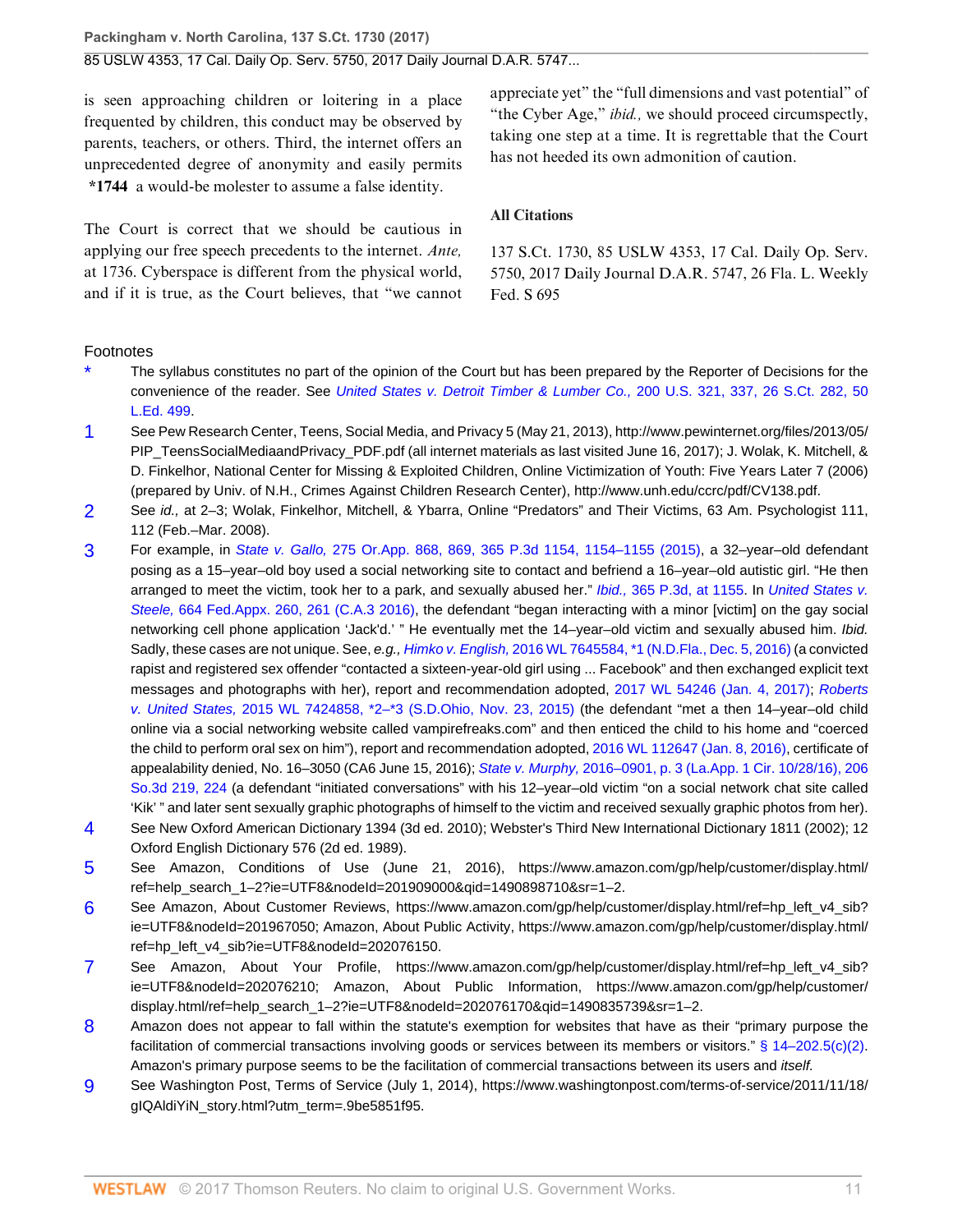is seen approaching children or loitering in a place frequented by children, this conduct may be observed by parents, teachers, or others. Third, the internet offers an unprecedented degree of anonymity and easily permits **\*1744** a would-be molester to assume a false identity.

The Court is correct that we should be cautious in applying our free speech precedents to the internet. *Ante,* at 1736. Cyberspace is different from the physical world, and if it is true, as the Court believes, that "we cannot appreciate yet" the "full dimensions and vast potential" of "the Cyber Age," *ibid.,* we should proceed circumspectly, taking one step at a time. It is regrettable that the Court has not heeded its own admonition of caution.

### All Citations

137 S.Ct. 1730, 85 USLW 4353, 17 Cal. Daily Op. Serv. 5750, 2017 Daily Journal D.A.R. 5747, 26 Fla. L. Weekly Fed. S 695

### Footnotes

\* The syllabus constitutes no part of the opinion of the Court but has been prepared by the Reporter of Decisions for the convenience of the reader. See *United States v. Detroit Timber & Lumber Co.,* 200 U.S. 321, 337, 26 S.Ct. 282, 50 L.Ed. 499.

1 See Pew Research Center, Teens, Social Media, and Privacy 5 (May 21, 2013), http://www.pewinternet.org/files/2013/05/PIP_TeensSocialMediaandPrivacy_PDF.pdf (all internet materials as last visited June 16, 2017); J. Wolak, K. Mitchell, & D. Finkelhor, National Center for Missing & Exploited Children, Online Victimization of Youth: Five Years Later 7 (2006) (prepared by Univ. of N.H., Crimes Against Children Research Center), http://www.unh.edu/ccrc/pdf/CV138.pdf.

2 See *id.,* at 2–3; Wolak, Finkelhor, Mitchell, & Ybarra, Online "Predators" and Their Victims, 63 Am. Psychologist 111, 112 (Feb.–Mar. 2008).

3 For example, in *State v. Gallo,* 275 Or.App. 868, 869, 365 P.3d 1154, 1154–1155 (2015), a 32–year–old defendant posing as a 15–year–old boy used a social networking site to contact and befriend a 16–year–old autistic girl. "He then arranged to meet the victim, took her to a park, and sexually abused her." *Ibid.,* 365 P.3d, at 1155. In *United States v. Steele,* 664 Fed.Appx. 260, 261 (C.A.3 2016), the defendant "began interacting with a minor [victim] on the gay social networking cell phone application 'Jack'd.' " He eventually met the 14–year–old victim and sexually abused him. *Ibid.* Sadly, these cases are not unique. See, *e.g., Himko v. English,* 2016 WL 7645584, \*1 (N.D.Fla., Dec. 5, 2016) (a convicted rapist and registered sex offender "contacted a sixteen-year-old girl using ... Facebook" and then exchanged explicit text messages and photographs with her), report and recommendation adopted, 2017 WL 54246 (Jan. 4, 2017); *Roberts v. United States,* 2015 WL 7424858, \*2–\*3 (S.D.Ohio, Nov. 23, 2015) (the defendant "met a then 14–year–old child online via a social networking website called vampirefreaks.com" and then enticed the child to his home and "coerced the child to perform oral sex on him"), report and recommendation adopted, 2016 WL 112647 (Jan. 8, 2016), certificate of appealability denied, No. 16–3050 (CA6 June 15, 2016); *State v. Murphy,* 2016–0901, p. 3 (La.App. 1 Cir. 10/28/16), 206 So.3d 219, 224 (a defendant "initiated conversations" with his 12–year–old victim "on a social network chat site called 'Kik' " and later sent sexually graphic photographs of himself to the victim and received sexually graphic photos from her).

4 See New Oxford American Dictionary 1394 (3d ed. 2010); Webster's Third New International Dictionary 1811 (2002); 12 Oxford English Dictionary 576 (2d ed. 1989).

5 See Amazon, Conditions of Use (June 21, 2016), https://www.amazon.com/gp/help/customer/display.html/ref=help_search_1–2?ie=UTF8&nodeId=201909000&qid=1490898710&sr=1–2.

6 See Amazon, About Customer Reviews, https://www.amazon.com/gp/help/customer/display.html/ref=hp_left_v4_sib?ie=UTF8&nodeId=201967050; Amazon, About Public Activity, https://www.amazon.com/gp/help/customer/display.html/ref=hp_left_v4_sib?ie=UTF8&nodeId=202076150.

7 See Amazon, About Your Profile, https://www.amazon.com/gp/help/customer/display.html/ref=hp_left_v4_sib?ie=UTF8&nodeId=202076210; Amazon, About Public Information, https://www.amazon.com/gp/help/customer/display.html/ref=help_search_1–2?ie=UTF8&nodeId=202076170&qid=1490835739&sr=1–2.

8 Amazon does not appear to fall within the statute's exemption for websites that have as their "primary purpose the facilitation of commercial transactions involving goods or services between its members or visitors." § 14–202.5(c)(2). Amazon's primary purpose seems to be the facilitation of commercial transactions between its users and *itself.*

9 See Washington Post, Terms of Service (July 1, 2014), https://www.washingtonpost.com/terms-of-service/2011/11/18/gIQAldiYiN_story.html?utm_term=.9be5851f95.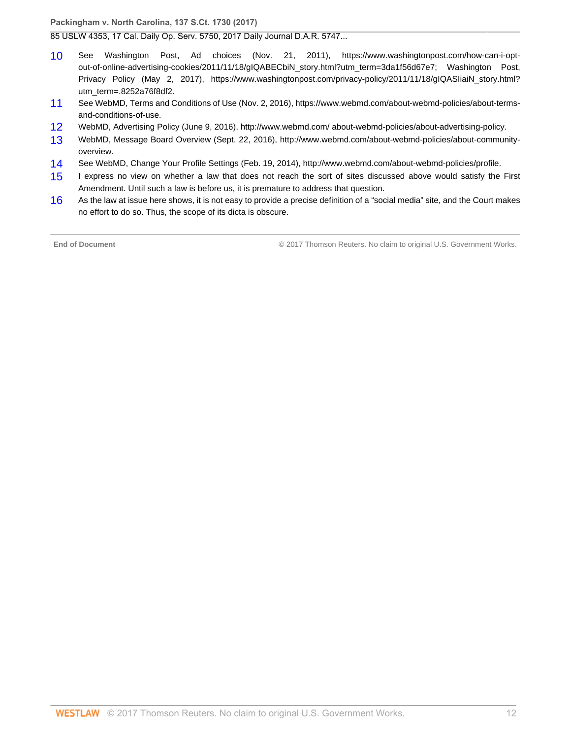10 See Washington Post, Ad choices (Nov. 21, 2011), https://www.washingtonpost.com/how-can-i-opt-out-of-online-advertising-cookies/2011/11/18/gIQABECbiN_story.html?utm_term=3da1f56d67e7; Washington Post, Privacy Policy (May 2, 2017), https://www.washingtonpost.com/privacy-policy/2011/11/18/gIQASIiaiN_story.html?utm_term=.8252a76f8df2.

11 See WebMD, Terms and Conditions of Use (Nov. 2, 2016), https://www.webmd.com/about-webmd-policies/about-terms-and-conditions-of-use.

12 WebMD, Advertising Policy (June 9, 2016), http://www.webmd.com/ about-webmd-policies/about-advertising-policy.

13 WebMD, Message Board Overview (Sept. 22, 2016), http://www.webmd.com/about-webmd-policies/about-community-overview.

14 See WebMD, Change Your Profile Settings (Feb. 19, 2014), http://www.webmd.com/about-webmd-policies/profile.

15 I express no view on whether a law that does not reach the sort of sites discussed above would satisfy the First Amendment. Until such a law is before us, it is premature to address that question.

16 As the law at issue here shows, it is not easy to provide a precise definition of a "social media" site, and the Court makes no effort to do so. Thus, the scope of its dicta is obscure.

**End of Document** © 2017 Thomson Reuters. No claim to original U.S. Government Works.